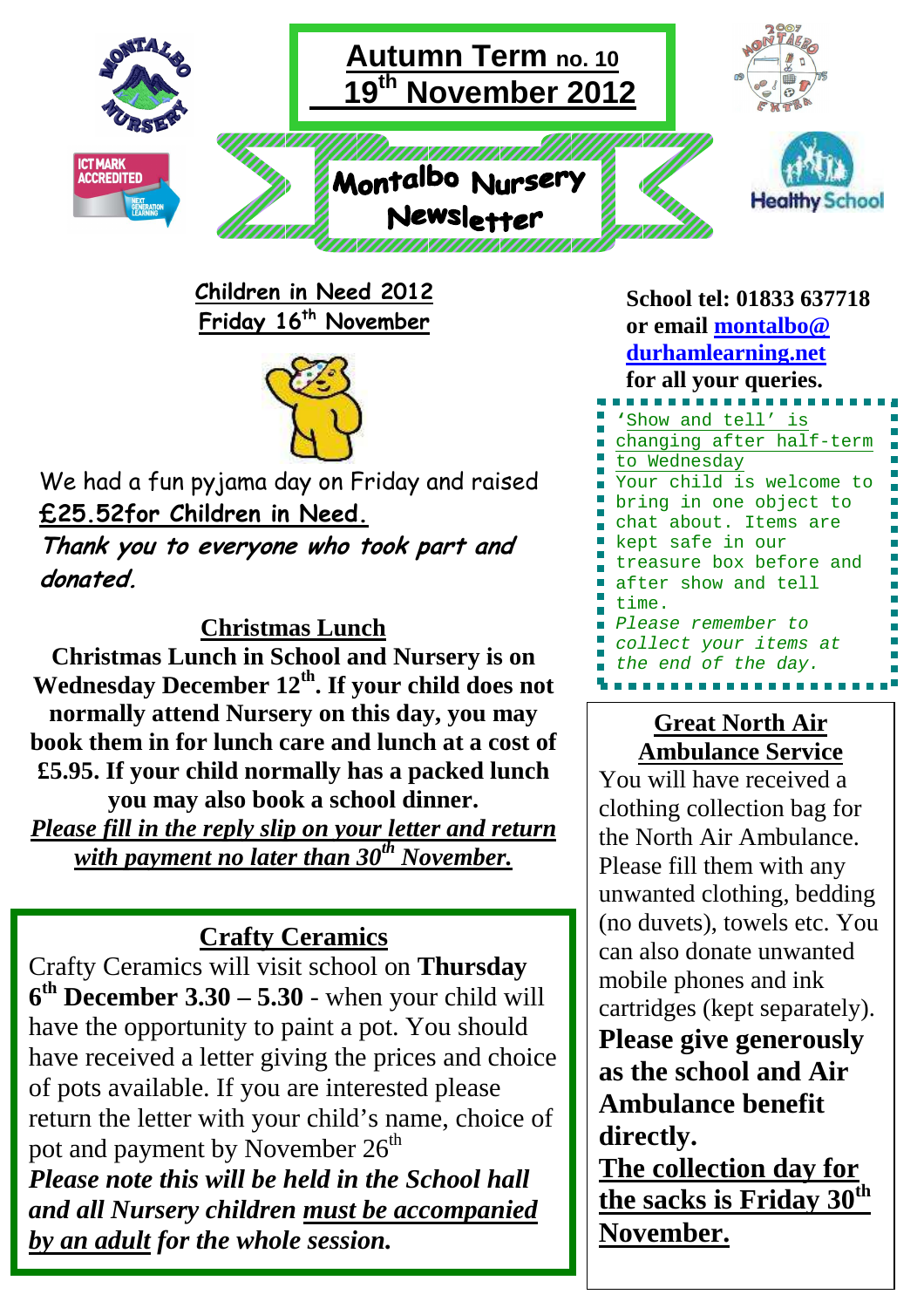# Autumn Term no. 10
## 19th November 2012

# Montalbo Nursery Newsletter

ICT MARK ACCREDITED

Healthy School

## Children in Need 2012
## Friday 16th November

We had a fun pyjama day on Friday and raised **£25.52for Children in Need.**

***Thank you to everyone who took part and donated.***

## Christmas Lunch

**Christmas Lunch in School and Nursery is on Wednesday December 12th. If your child does not normally attend Nursery on this day, you may book them in for lunch care and lunch at a cost of £5.95. If your child normally has a packed lunch you may also book a school dinner.**

***Please fill in the reply slip on your letter and return with payment no later than 30th November.***

## Crafty Ceramics

Crafty Ceramics will visit school on **Thursday 6th December 3.30 – 5.30** - when your child will have the opportunity to paint a pot. You should have received a letter giving the prices and choice of pots available. If you are interested please return the letter with your child's name, choice of pot and payment by November 26th

***Please note this will be held in the School hall and all Nursery children must be accompanied by an adult for the whole session.***

**School tel: 01833 637718 or email montalbo@durhamlearning.net for all your queries.**

'Show and tell' is changing after half-term to Wednesday

Your child is welcome to bring in one object to chat about. Items are kept safe in our treasure box before and after show and tell time.

*Please remember to collect your items at the end of the day.*

## Great North Air Ambulance Service

You will have received a clothing collection bag for the North Air Ambulance. Please fill them with any unwanted clothing, bedding (no duvets), towels etc. You can also donate unwanted mobile phones and ink cartridges (kept separately).

**Please give generously as the school and Air Ambulance benefit directly.**

**The collection day for the sacks is Friday 30th November.**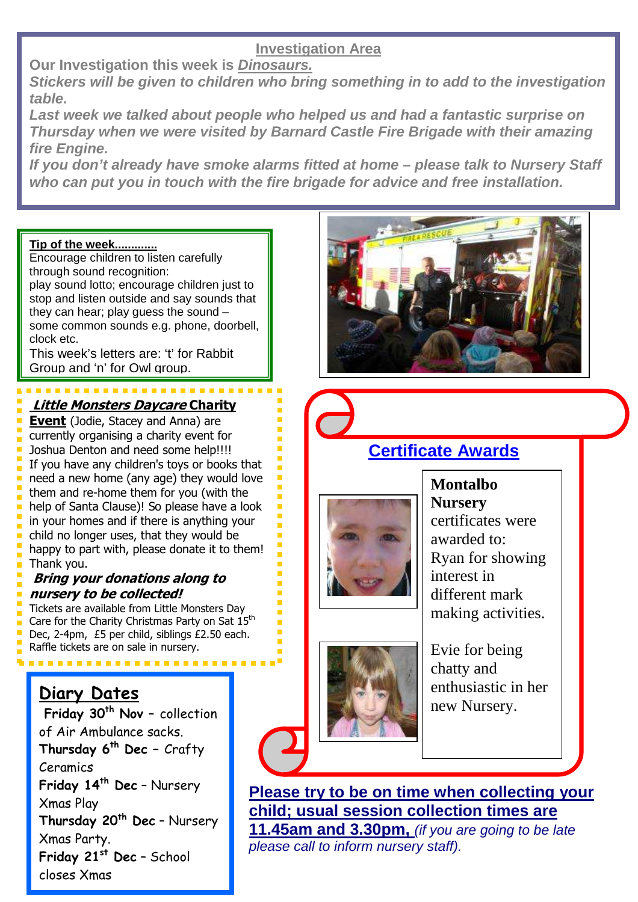## Investigation Area

**Our Investigation this week is *Dinosaurs.***

***Stickers will be given to children who bring something in to add to the investigation table.***

***Last week we talked about people who helped us and had a fantastic surprise on Thursday when we were visited by Barnard Castle Fire Brigade with their amazing fire Engine.***

***If you don't already have smoke alarms fitted at home – please talk to Nursery Staff who can put you in touch with the fire brigade for advice and free installation.***

**Tip of the week............**

Encourage children to listen carefully through sound recognition:
play sound lotto; encourage children just to stop and listen outside and say sounds that they can hear; play guess the sound – some common sounds e.g. phone, doorbell, clock etc.
This week's letters are: 't' for Rabbit Group and 'n' for Owl group.

***Little Monsters Daycare* Charity Event** (Jodie, Stacey and Anna) are currently organising a charity event for Joshua Denton and need some help!!!!
If you have any children's toys or books that need a new home (any age) they would love them and re-home them for you (with the help of Santa Clause)! So please have a look in your homes and if there is anything your child no longer uses, that they would be happy to part with, please donate it to them! Thank you.

***Bring your donations along to nursery to be collected!***

Tickets are available from Little Monsters Day Care for the Charity Christmas Party on Sat 15th Dec, 2-4pm, £5 per child, siblings £2.50 each. Raffle tickets are on sale in nursery.

## Diary Dates

**Friday 30th Nov** – collection of Air Ambulance sacks.
**Thursday 6th Dec** – Crafty Ceramics
**Friday 14th Dec** – Nursery Xmas Play
**Thursday 20th Dec** – Nursery Xmas Party.
**Friday 21st Dec** – School closes Xmas

## Certificate Awards

**Montalbo Nursery** certificates were awarded to:
Ryan for showing interest in different mark making activities.

Evie for being chatty and enthusiastic in her new Nursery.

**Please try to be on time when collecting your child; usual session collection times are 11.45am and 3.30pm,** *(if you are going to be late please call to inform nursery staff).*